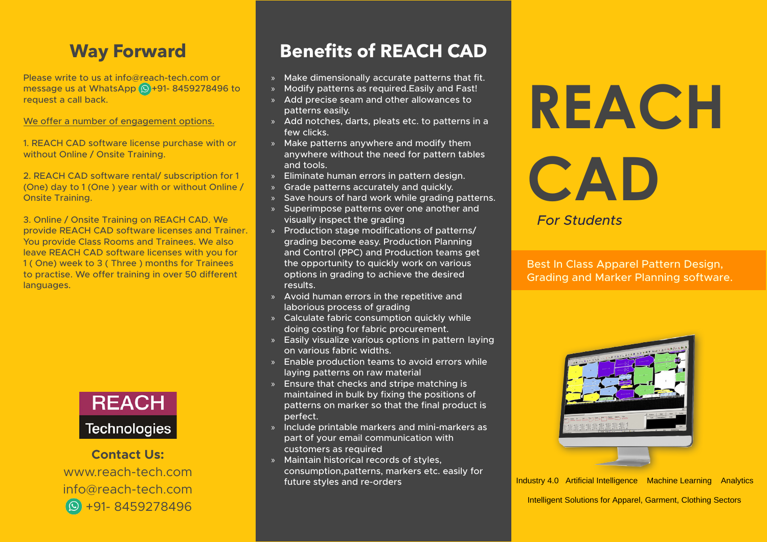## Way Forward

Please write to us at info@reach-tech.com or message us at WhatsApp +91- 8459278496 to request a call back.

We offer a number of engagement options.

1. REACH CAD software license purchase with or without Online / Onsite Training.

2. REACH CAD software rental/ subscription for 1 (One) day to 1 (One ) year with or without Online / Onsite Training.

3. Online / Onsite Training on REACH CAD. We provide REACH CAD software licenses and Trainer. You provide Class Rooms and Trainees. We also leave REACH CAD software licenses with you for 1 ( One) week to 3 ( Three ) months for Trainees to practise. We offer training in over 50 different languages.

REACH Technologies

**Contact Us:**

www.reach-tech.com

info@reach-tech.com

+91- 8459278496

## Benefits of REACH CAD

- Make dimensionally accurate patterns that fit.
- Modify patterns as required.Easily and Fast!
- Add precise seam and other allowances to patterns easily.
- Add notches, darts, pleats etc. to patterns in a few clicks.
- Make patterns anywhere and modify them anywhere without the need for pattern tables and tools.
- Eliminate human errors in pattern design.
- Grade patterns accurately and quickly.
- Save hours of hard work while grading patterns.
- Superimpose patterns over one another and visually inspect the grading
- Production stage modifications of patterns/ grading become easy. Production Planning and Control (PPC) and Production teams get the opportunity to quickly work on various options in grading to achieve the desired results.
- Avoid human errors in the repetitive and laborious process of grading
- Calculate fabric consumption quickly while doing costing for fabric procurement.
- Easily visualize various options in pattern laying on various fabric widths.
- Enable production teams to avoid errors while laying patterns on raw material
- Ensure that checks and stripe matching is maintained in bulk by fixing the positions of patterns on marker so that the final product is perfect.
- Include printable markers and mini-markers as part of your email communication with customers as required
- Maintain historical records of styles, consumption,patterns, markers etc. easily for future styles and re-orders

# REACH CAD

*For Students*

Best In Class Apparel Pattern Design, Grading and Marker Planning software.

Industry 4.0 Artificial Intelligence Machine Learning Analytics

Intelligent Solutions for Apparel, Garment, Clothing Sectors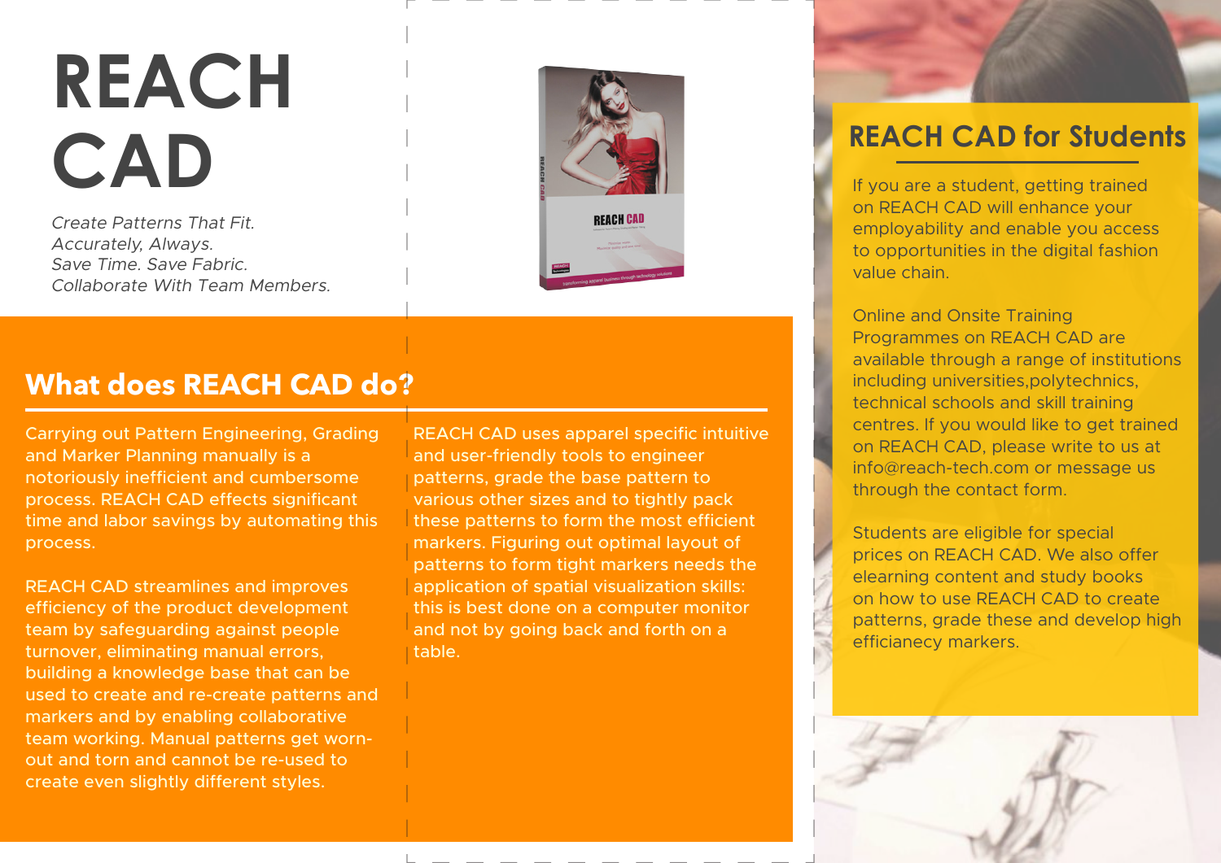# REACH CAD

*Create Patterns That Fit.*
*Accurately, Always.*
*Save Time. Save Fabric.*
*Collaborate With Team Members.*

## What does REACH CAD do?

Carrying out Pattern Engineering, Grading and Marker Planning manually is a notoriously inefficient and cumbersome process. REACH CAD effects significant time and labor savings by automating this process.

REACH CAD streamlines and improves efficiency of the product development team by safeguarding against people turnover, eliminating manual errors, building a knowledge base that can be used to create and re-create patterns and markers and by enabling collaborative team working. Manual patterns get worn-out and torn and cannot be re-used to create even slightly different styles.

REACH CAD uses apparel specific intuitive and user-friendly tools to engineer patterns, grade the base pattern to various other sizes and to tightly pack these patterns to form the most efficient markers. Figuring out optimal layout of patterns to form tight markers needs the application of spatial visualization skills: this is best done on a computer monitor and not by going back and forth on a table.

## REACH CAD for Students

If you are a student, getting trained on REACH CAD will enhance your employability and enable you access to opportunities in the digital fashion value chain.

Online and Onsite Training Programmes on REACH CAD are available through a range of institutions including universities,polytechnics, technical schools and skill training centres. If you would like to get trained on REACH CAD, please write to us at info@reach-tech.com or message us through the contact form.

Students are eligible for special prices on REACH CAD. We also offer elearning content and study books on how to use REACH CAD to create patterns, grade these and develop high efficianecy markers.